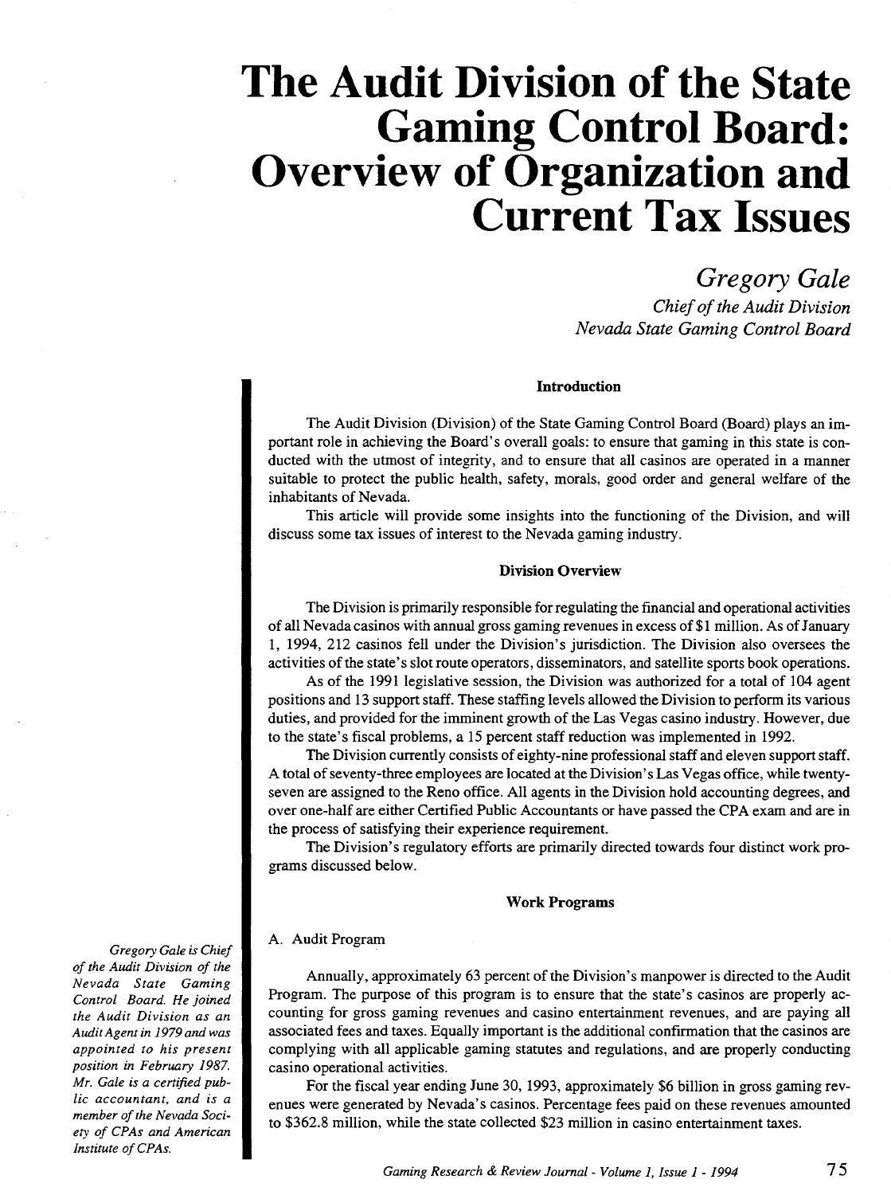# The Audit Division of the State Gaming Control Board: Overview of Organization and Current Tax Issues

*Gregory Gale*

*Chief of the Audit Division*
*Nevada State Gaming Control Board*

*Gregory Gale is Chief of the Audit Division of the Nevada State Gaming Control Board. He joined the Audit Division as an Audit Agent in 1979 and was appointed to his present position in February 1987. Mr. Gale is a certified public accountant, and is a member of the Nevada Society of CPAs and American Institute of CPAs.*

### Introduction

The Audit Division (Division) of the State Gaming Control Board (Board) plays an important role in achieving the Board's overall goals: to ensure that gaming in this state is conducted with the utmost of integrity, and to ensure that all casinos are operated in a manner suitable to protect the public health, safety, morals, good order and general welfare of the inhabitants of Nevada.

This article will provide some insights into the functioning of the Division, and will discuss some tax issues of interest to the Nevada gaming industry.

### Division Overview

The Division is primarily responsible for regulating the financial and operational activities of all Nevada casinos with annual gross gaming revenues in excess of $1 million. As of January 1, 1994, 212 casinos fell under the Division's jurisdiction. The Division also oversees the activities of the state's slot route operators, disseminators, and satellite sports book operations.

As of the 1991 legislative session, the Division was authorized for a total of 104 agent positions and 13 support staff. These staffing levels allowed the Division to perform its various duties, and provided for the imminent growth of the Las Vegas casino industry. However, due to the state's fiscal problems, a 15 percent staff reduction was implemented in 1992.

The Division currently consists of eighty-nine professional staff and eleven support staff. A total of seventy-three employees are located at the Division's Las Vegas office, while twenty-seven are assigned to the Reno office. All agents in the Division hold accounting degrees, and over one-half are either Certified Public Accountants or have passed the CPA exam and are in the process of satisfying their experience requirement.

The Division's regulatory efforts are primarily directed towards four distinct work programs discussed below.

### Work Programs

A. Audit Program

Annually, approximately 63 percent of the Division's manpower is directed to the Audit Program. The purpose of this program is to ensure that the state's casinos are properly accounting for gross gaming revenues and casino entertainment revenues, and are paying all associated fees and taxes. Equally important is the additional confirmation that the casinos are complying with all applicable gaming statutes and regulations, and are properly conducting casino operational activities.

For the fiscal year ending June 30, 1993, approximately $6 billion in gross gaming revenues were generated by Nevada's casinos. Percentage fees paid on these revenues amounted to $362.8 million, while the state collected $23 million in casino entertainment taxes.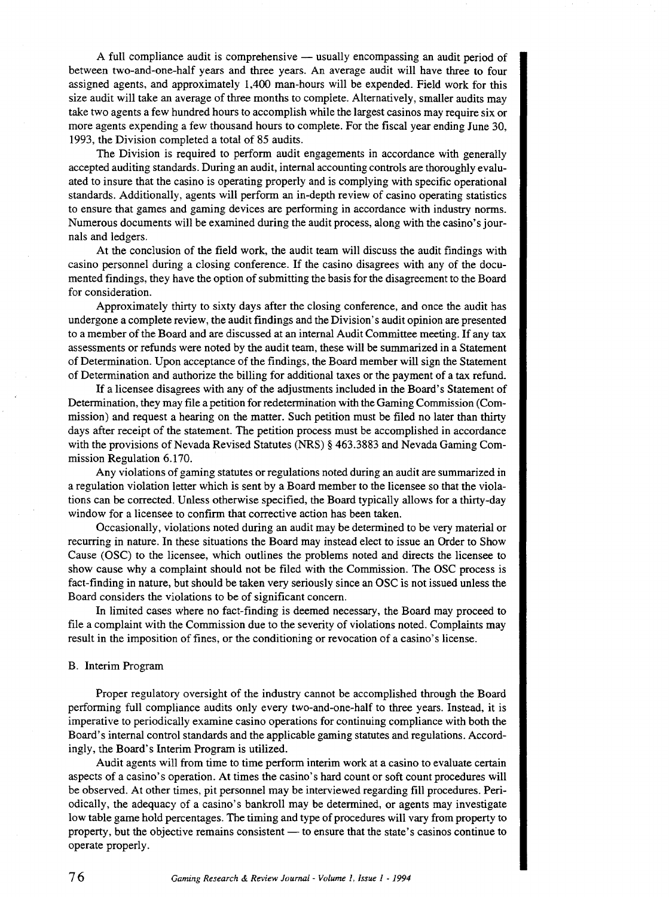A full compliance audit is comprehensive — usually encompassing an audit period of between two-and-one-half years and three years. An average audit will have three to four assigned agents, and approximately 1,400 man-hours will be expended. Field work for this size audit will take an average of three months to complete. Alternatively, smaller audits may take two agents a few hundred hours to accomplish while the largest casinos may require six or more agents expending a few thousand hours to complete. For the fiscal year ending June 30, 1993, the Division completed a total of 85 audits.

The Division is required to perform audit engagements in accordance with generally accepted auditing standards. During an audit, internal accounting controls are thoroughly evaluated to insure that the casino is operating properly and is complying with specific operational standards. Additionally, agents will perform an in-depth review of casino operating statistics to ensure that games and gaming devices are performing in accordance with industry norms. Numerous documents will be examined during the audit process, along with the casino's journals and ledgers.

At the conclusion of the field work, the audit team will discuss the audit findings with casino personnel during a closing conference. If the casino disagrees with any of the documented findings, they have the option of submitting the basis for the disagreement to the Board for consideration.

Approximately thirty to sixty days after the closing conference, and once the audit has undergone a complete review, the audit findings and the Division's audit opinion are presented to a member of the Board and are discussed at an internal Audit Committee meeting. If any tax assessments or refunds were noted by the audit team, these will be summarized in a Statement of Determination. Upon acceptance of the findings, the Board member will sign the Statement of Determination and authorize the billing for additional taxes or the payment of a tax refund.

If a licensee disagrees with any of the adjustments included in the Board's Statement of Determination, they may file a petition for redetermination with the Gaming Commission (Commission) and request a hearing on the matter. Such petition must be filed no later than thirty days after receipt of the statement. The petition process must be accomplished in accordance with the provisions of Nevada Revised Statutes (NRS) § 463.3883 and Nevada Gaming Commission Regulation 6.170.

Any violations of gaming statutes or regulations noted during an audit are summarized in a regulation violation letter which is sent by a Board member to the licensee so that the violations can be corrected. Unless otherwise specified, the Board typically allows for a thirty-day window for a licensee to confirm that corrective action has been taken.

Occasionally, violations noted during an audit may be determined to be very material or recurring in nature. In these situations the Board may instead elect to issue an Order to Show Cause (OSC) to the licensee, which outlines the problems noted and directs the licensee to show cause why a complaint should not be filed with the Commission. The OSC process is fact-finding in nature, but should be taken very seriously since an OSC is not issued unless the Board considers the violations to be of significant concern.

In limited cases where no fact-finding is deemed necessary, the Board may proceed to file a complaint with the Commission due to the severity of violations noted. Complaints may result in the imposition of fines, or the conditioning or revocation of a casino's license.

## B. Interim Program

Proper regulatory oversight of the industry cannot be accomplished through the Board performing full compliance audits only every two-and-one-half to three years. Instead, it is imperative to periodically examine casino operations for continuing compliance with both the Board's internal control standards and the applicable gaming statutes and regulations. Accordingly, the Board's Interim Program is utilized.

Audit agents will from time to time perform interim work at a casino to evaluate certain aspects of a casino's operation. At times the casino's hard count or soft count procedures will be observed. At other times, pit personnel may be interviewed regarding fill procedures. Periodically, the adequacy of a casino's bankroll may be determined, or agents may investigate low table game hold percentages. The timing and type of procedures will vary from property to property, but the objective remains consistent — to ensure that the state's casinos continue to operate properly.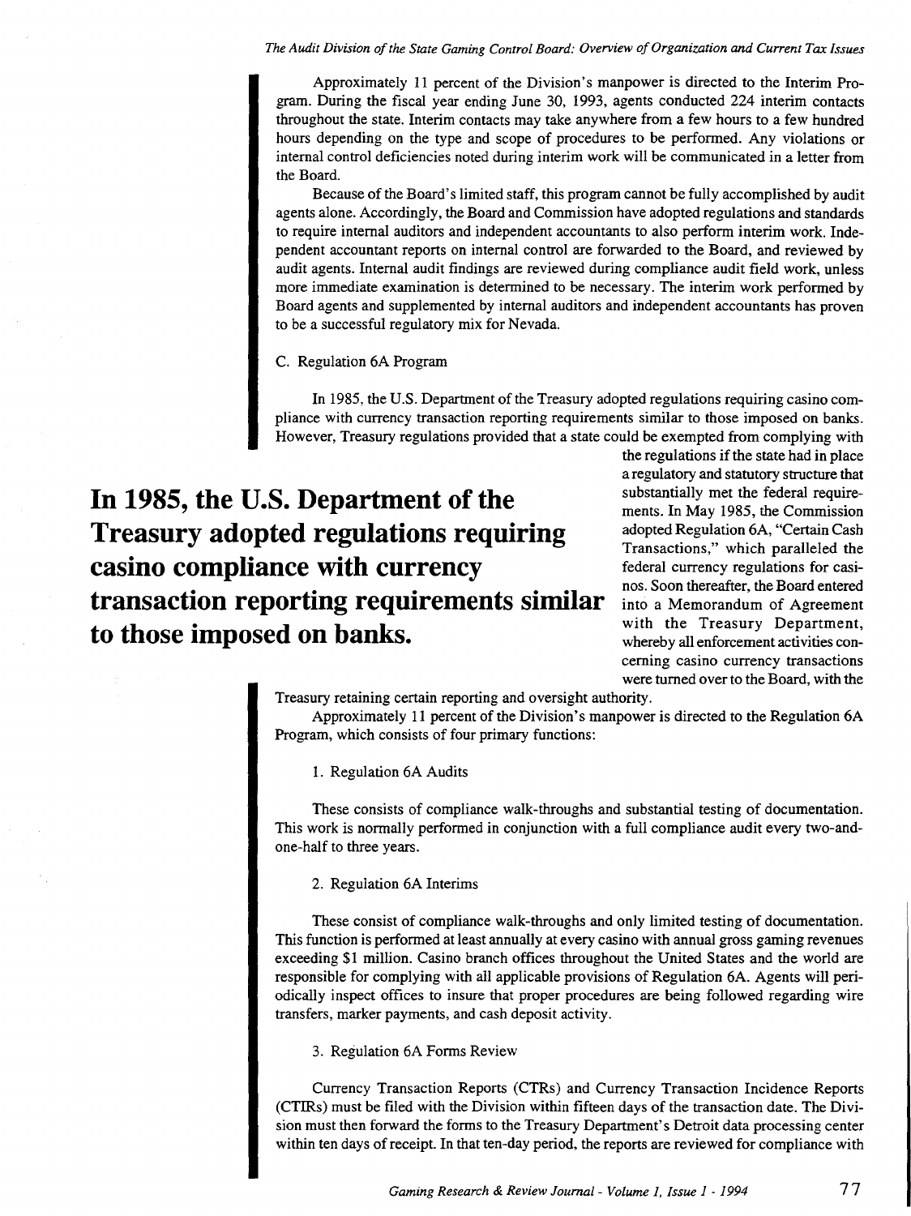Approximately 11 percent of the Division's manpower is directed to the Interim Program. During the fiscal year ending June 30, 1993, agents conducted 224 interim contacts throughout the state. Interim contacts may take anywhere from a few hours to a few hundred hours depending on the type and scope of procedures to be performed. Any violations or internal control deficiencies noted during interim work will be communicated in a letter from the Board.

Because of the Board's limited staff, this program cannot be fully accomplished by audit agents alone. Accordingly, the Board and Commission have adopted regulations and standards to require internal auditors and independent accountants to also perform interim work. Independent accountant reports on internal control are forwarded to the Board, and reviewed by audit agents. Internal audit findings are reviewed during compliance audit field work, unless more immediate examination is determined to be necessary. The interim work performed by Board agents and supplemented by internal auditors and independent accountants has proven to be a successful regulatory mix for Nevada.

C. Regulation 6A Program

In 1985, the U.S. Department of the Treasury adopted regulations requiring casino compliance with currency transaction reporting requirements similar to those imposed on banks. However, Treasury regulations provided that a state could be exempted from complying with the regulations if the state had in place a regulatory and statutory structure that substantially met the federal requirements. In May 1985, the Commission adopted Regulation 6A, "Certain Cash Transactions," which paralleled the federal currency regulations for casinos. Soon thereafter, the Board entered into a Memorandum of Agreement with the Treasury Department, whereby all enforcement activities concerning casino currency transactions were turned over to the Board, with the Treasury retaining certain reporting and oversight authority.

**In 1985, the U.S. Department of the Treasury adopted regulations requiring casino compliance with currency transaction reporting requirements similar to those imposed on banks.**

Approximately 11 percent of the Division's manpower is directed to the Regulation 6A Program, which consists of four primary functions:

1. Regulation 6A Audits

These consists of compliance walk-throughs and substantial testing of documentation. This work is normally performed in conjunction with a full compliance audit every two-and-one-half to three years.

2. Regulation 6A Interims

These consist of compliance walk-throughs and only limited testing of documentation. This function is performed at least annually at every casino with annual gross gaming revenues exceeding $1 million. Casino branch offices throughout the United States and the world are responsible for complying with all applicable provisions of Regulation 6A. Agents will periodically inspect offices to insure that proper procedures are being followed regarding wire transfers, marker payments, and cash deposit activity.

3. Regulation 6A Forms Review

Currency Transaction Reports (CTRs) and Currency Transaction Incidence Reports (CTIRs) must be filed with the Division within fifteen days of the transaction date. The Division must then forward the forms to the Treasury Department's Detroit data processing center within ten days of receipt. In that ten-day period, the reports are reviewed for compliance with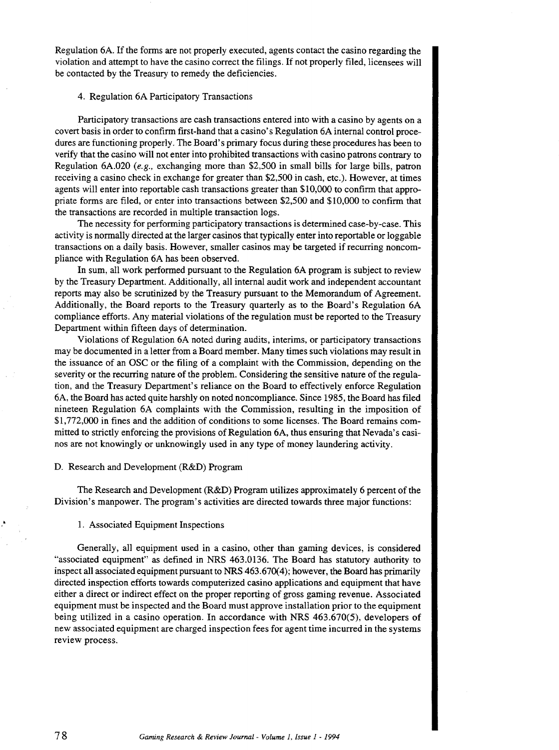Regulation 6A. If the forms are not properly executed, agents contact the casino regarding the violation and attempt to have the casino correct the filings. If not properly filed, licensees will be contacted by the Treasury to remedy the deficiencies.

4. Regulation 6A Participatory Transactions

Participatory transactions are cash transactions entered into with a casino by agents on a covert basis in order to confirm first-hand that a casino's Regulation 6A internal control procedures are functioning properly. The Board's primary focus during these procedures has been to verify that the casino will not enter into prohibited transactions with casino patrons contrary to Regulation 6A.020 (*e.g.*, exchanging more than $2,500 in small bills for large bills, patron receiving a casino check in exchange for greater than $2,500 in cash, etc.). However, at times agents will enter into reportable cash transactions greater than $10,000 to confirm that appropriate forms are filed, or enter into transactions between $2,500 and $10,000 to confirm that the transactions are recorded in multiple transaction logs.

The necessity for performing participatory transactions is determined case-by-case. This activity is normally directed at the larger casinos that typically enter into reportable or loggable transactions on a daily basis. However, smaller casinos may be targeted if recurring noncompliance with Regulation 6A has been observed.

In sum, all work performed pursuant to the Regulation 6A program is subject to review by the Treasury Department. Additionally, all internal audit work and independent accountant reports may also be scrutinized by the Treasury pursuant to the Memorandum of Agreement. Additionally, the Board reports to the Treasury quarterly as to the Board's Regulation 6A compliance efforts. Any material violations of the regulation must be reported to the Treasury Department within fifteen days of determination.

Violations of Regulation 6A noted during audits, interims, or participatory transactions may be documented in a letter from a Board member. Many times such violations may result in the issuance of an OSC or the filing of a complaint with the Commission, depending on the severity or the recurring nature of the problem. Considering the sensitive nature of the regulation, and the Treasury Department's reliance on the Board to effectively enforce Regulation 6A, the Board has acted quite harshly on noted noncompliance. Since 1985, the Board has filed nineteen Regulation 6A complaints with the Commission, resulting in the imposition of $1,772,000 in fines and the addition of conditions to some licenses. The Board remains committed to strictly enforcing the provisions of Regulation 6A, thus ensuring that Nevada's casinos are not knowingly or unknowingly used in any type of money laundering activity.

D. Research and Development (R&D) Program

The Research and Development (R&D) Program utilizes approximately 6 percent of the Division's manpower. The program's activities are directed towards three major functions:

1. Associated Equipment Inspections

Generally, all equipment used in a casino, other than gaming devices, is considered "associated equipment" as defined in NRS 463.0136. The Board has statutory authority to inspect all associated equipment pursuant to NRS 463.670(4); however, the Board has primarily directed inspection efforts towards computerized casino applications and equipment that have either a direct or indirect effect on the proper reporting of gross gaming revenue. Associated equipment must be inspected and the Board must approve installation prior to the equipment being utilized in a casino operation. In accordance with NRS 463.670(5), developers of new associated equipment are charged inspection fees for agent time incurred in the systems review process.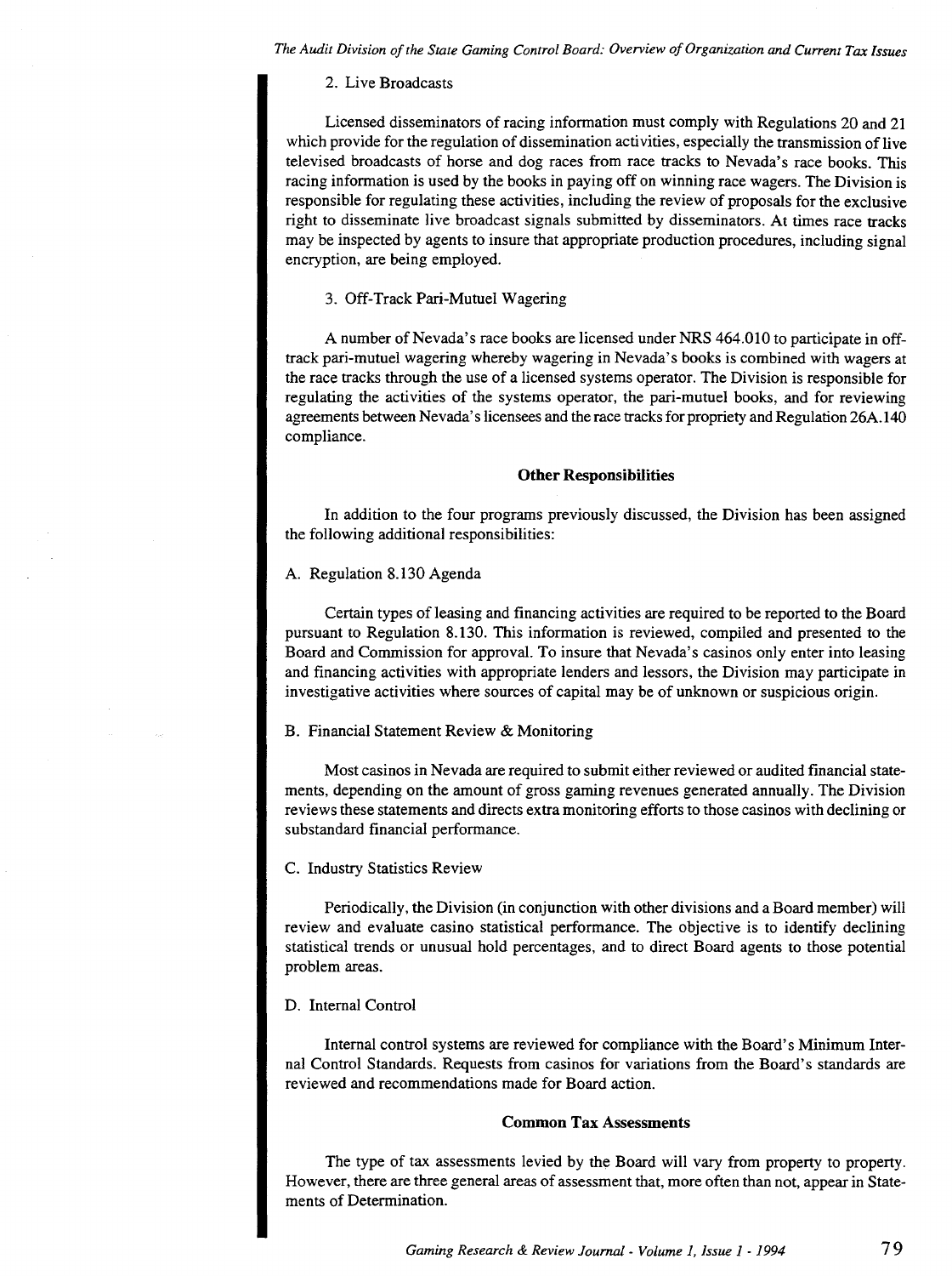2. Live Broadcasts

Licensed disseminators of racing information must comply with Regulations 20 and 21 which provide for the regulation of dissemination activities, especially the transmission of live televised broadcasts of horse and dog races from race tracks to Nevada's race books. This racing information is used by the books in paying off on winning race wagers. The Division is responsible for regulating these activities, including the review of proposals for the exclusive right to disseminate live broadcast signals submitted by disseminators. At times race tracks may be inspected by agents to insure that appropriate production procedures, including signal encryption, are being employed.

3. Off-Track Pari-Mutuel Wagering

A number of Nevada's race books are licensed under NRS 464.010 to participate in off-track pari-mutuel wagering whereby wagering in Nevada's books is combined with wagers at the race tracks through the use of a licensed systems operator. The Division is responsible for regulating the activities of the systems operator, the pari-mutuel books, and for reviewing agreements between Nevada's licensees and the race tracks for propriety and Regulation 26A.140 compliance.

**Other Responsibilities**

In addition to the four programs previously discussed, the Division has been assigned the following additional responsibilities:

A. Regulation 8.130 Agenda

Certain types of leasing and financing activities are required to be reported to the Board pursuant to Regulation 8.130. This information is reviewed, compiled and presented to the Board and Commission for approval. To insure that Nevada's casinos only enter into leasing and financing activities with appropriate lenders and lessors, the Division may participate in investigative activities where sources of capital may be of unknown or suspicious origin.

B. Financial Statement Review & Monitoring

Most casinos in Nevada are required to submit either reviewed or audited financial statements, depending on the amount of gross gaming revenues generated annually. The Division reviews these statements and directs extra monitoring efforts to those casinos with declining or substandard financial performance.

C. Industry Statistics Review

Periodically, the Division (in conjunction with other divisions and a Board member) will review and evaluate casino statistical performance. The objective is to identify declining statistical trends or unusual hold percentages, and to direct Board agents to those potential problem areas.

D. Internal Control

Internal control systems are reviewed for compliance with the Board's Minimum Internal Control Standards. Requests from casinos for variations from the Board's standards are reviewed and recommendations made for Board action.

**Common Tax Assessments**

The type of tax assessments levied by the Board will vary from property to property. However, there are three general areas of assessment that, more often than not, appear in Statements of Determination.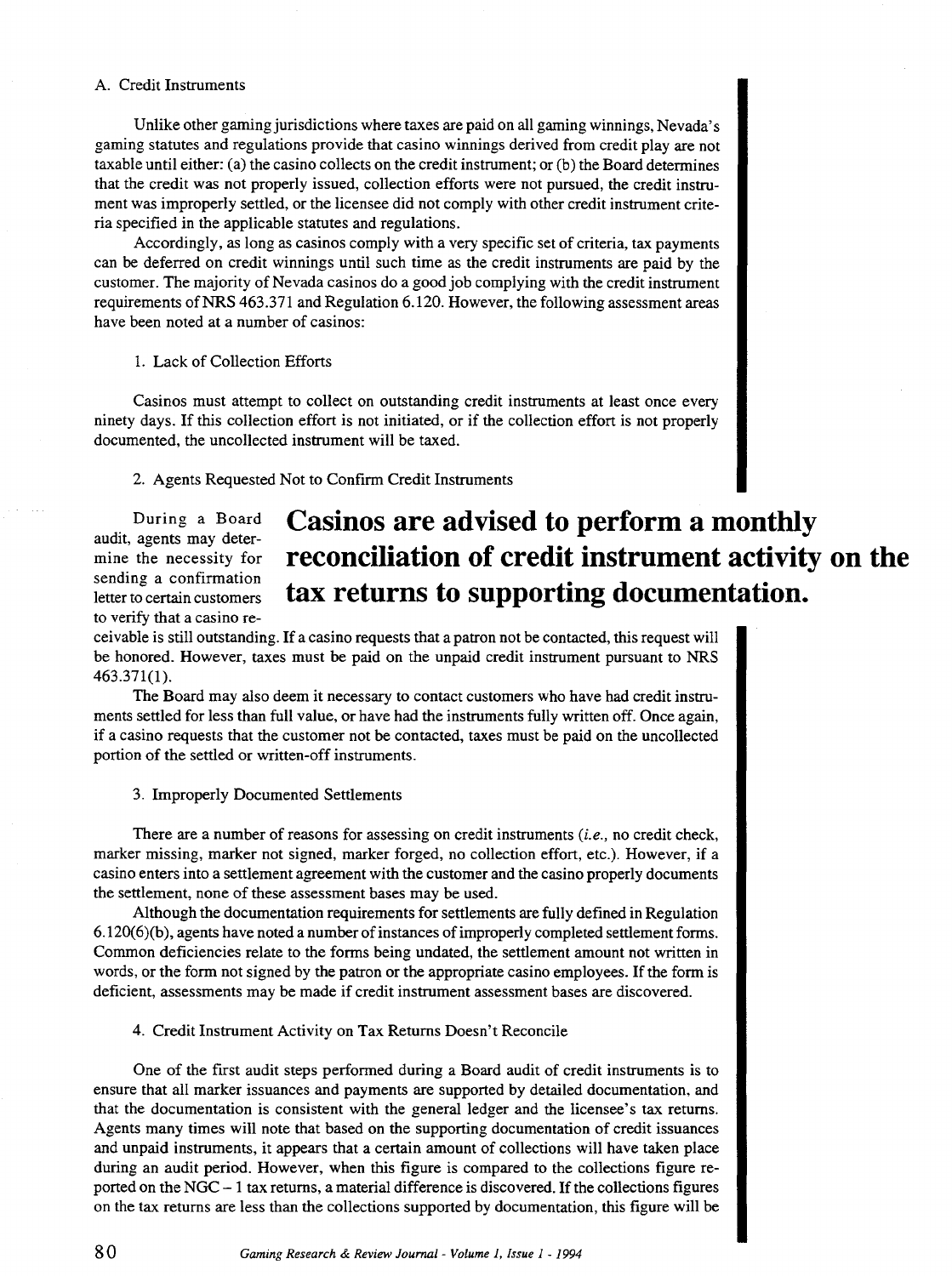### A. Credit Instruments

Unlike other gaming jurisdictions where taxes are paid on all gaming winnings, Nevada's gaming statutes and regulations provide that casino winnings derived from credit play are not taxable until either: (a) the casino collects on the credit instrument; or (b) the Board determines that the credit was not properly issued, collection efforts were not pursued, the credit instrument was improperly settled, or the licensee did not comply with other credit instrument criteria specified in the applicable statutes and regulations.

Accordingly, as long as casinos comply with a very specific set of criteria, tax payments can be deferred on credit winnings until such time as the credit instruments are paid by the customer. The majority of Nevada casinos do a good job complying with the credit instrument requirements of NRS 463.371 and Regulation 6.120. However, the following assessment areas have been noted at a number of casinos:

#### 1. Lack of Collection Efforts

Casinos must attempt to collect on outstanding credit instruments at least once every ninety days. If this collection effort is not initiated, or if the collection effort is not properly documented, the uncollected instrument will be taxed.

#### 2. Agents Requested Not to Confirm Credit Instruments

**Casinos are advised to perform a monthly reconciliation of credit instrument activity on the tax returns to supporting documentation.**

During a Board audit, agents may determine the necessity for sending a confirmation letter to certain customers to verify that a casino receivable is still outstanding. If a casino requests that a patron not be contacted, this request will be honored. However, taxes must be paid on the unpaid credit instrument pursuant to NRS 463.371(1).

The Board may also deem it necessary to contact customers who have had credit instruments settled for less than full value, or have had the instruments fully written off. Once again, if a casino requests that the customer not be contacted, taxes must be paid on the uncollected portion of the settled or written-off instruments.

#### 3. Improperly Documented Settlements

There are a number of reasons for assessing on credit instruments (*i.e.*, no credit check, marker missing, marker not signed, marker forged, no collection effort, etc.). However, if a casino enters into a settlement agreement with the customer and the casino properly documents the settlement, none of these assessment bases may be used.

Although the documentation requirements for settlements are fully defined in Regulation 6.120(6)(b), agents have noted a number of instances of improperly completed settlement forms. Common deficiencies relate to the forms being undated, the settlement amount not written in words, or the form not signed by the patron or the appropriate casino employees. If the form is deficient, assessments may be made if credit instrument assessment bases are discovered.

#### 4. Credit Instrument Activity on Tax Returns Doesn't Reconcile

One of the first audit steps performed during a Board audit of credit instruments is to ensure that all marker issuances and payments are supported by detailed documentation, and that the documentation is consistent with the general ledger and the licensee's tax returns. Agents many times will note that based on the supporting documentation of credit issuances and unpaid instruments, it appears that a certain amount of collections will have taken place during an audit period. However, when this figure is compared to the collections figure reported on the NGC – 1 tax returns, a material difference is discovered. If the collections figures on the tax returns are less than the collections supported by documentation, this figure will be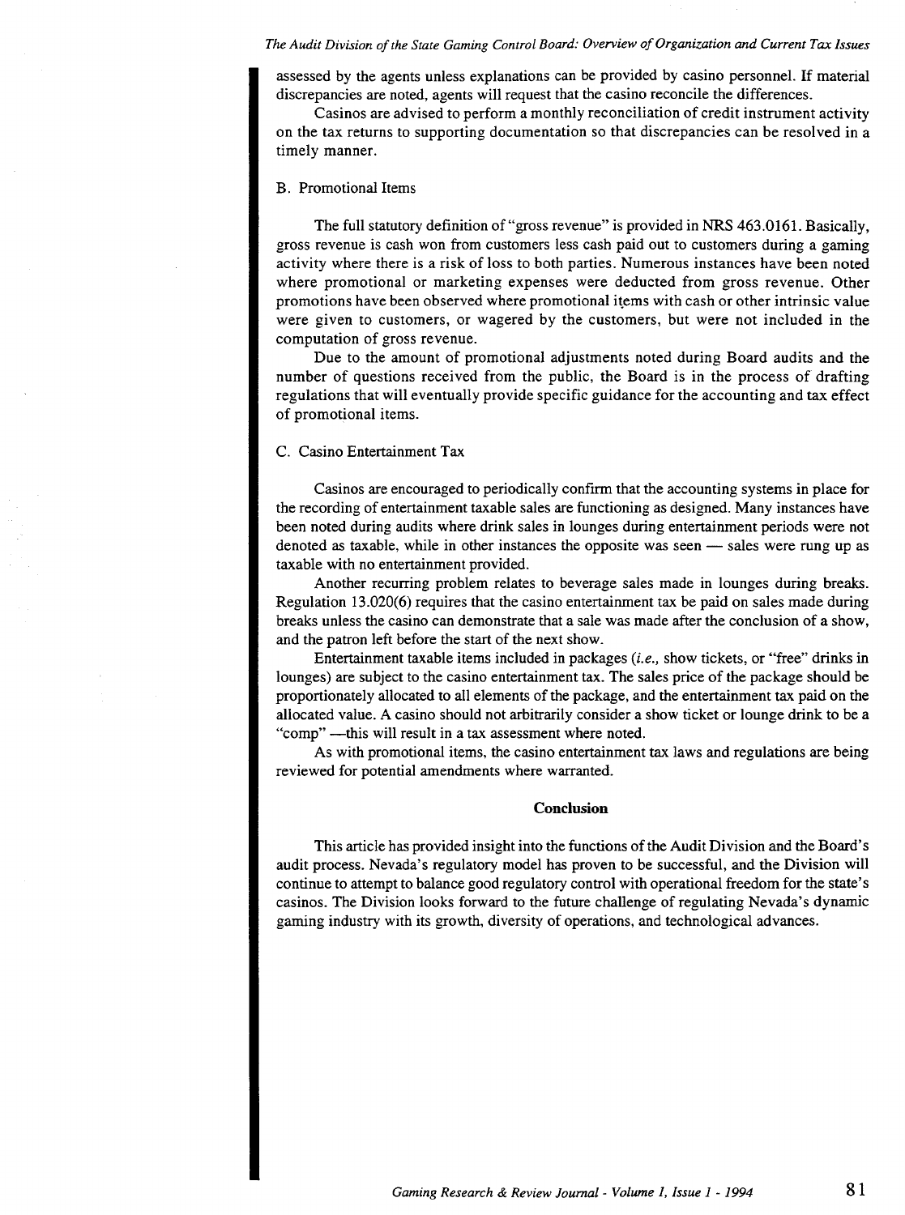assessed by the agents unless explanations can be provided by casino personnel. If material discrepancies are noted, agents will request that the casino reconcile the differences.

Casinos are advised to perform a monthly reconciliation of credit instrument activity on the tax returns to supporting documentation so that discrepancies can be resolved in a timely manner.

B. Promotional Items

The full statutory definition of "gross revenue" is provided in NRS 463.0161. Basically, gross revenue is cash won from customers less cash paid out to customers during a gaming activity where there is a risk of loss to both parties. Numerous instances have been noted where promotional or marketing expenses were deducted from gross revenue. Other promotions have been observed where promotional items with cash or other intrinsic value were given to customers, or wagered by the customers, but were not included in the computation of gross revenue.

Due to the amount of promotional adjustments noted during Board audits and the number of questions received from the public, the Board is in the process of drafting regulations that will eventually provide specific guidance for the accounting and tax effect of promotional items.

C. Casino Entertainment Tax

Casinos are encouraged to periodically confirm that the accounting systems in place for the recording of entertainment taxable sales are functioning as designed. Many instances have been noted during audits where drink sales in lounges during entertainment periods were not denoted as taxable, while in other instances the opposite was seen — sales were rung up as taxable with no entertainment provided.

Another recurring problem relates to beverage sales made in lounges during breaks. Regulation 13.020(6) requires that the casino entertainment tax be paid on sales made during breaks unless the casino can demonstrate that a sale was made after the conclusion of a show, and the patron left before the start of the next show.

Entertainment taxable items included in packages (*i.e.*, show tickets, or "free" drinks in lounges) are subject to the casino entertainment tax. The sales price of the package should be proportionately allocated to all elements of the package, and the entertainment tax paid on the allocated value. A casino should not arbitrarily consider a show ticket or lounge drink to be a "comp" —this will result in a tax assessment where noted.

As with promotional items, the casino entertainment tax laws and regulations are being reviewed for potential amendments where warranted.

## Conclusion

This article has provided insight into the functions of the Audit Division and the Board's audit process. Nevada's regulatory model has proven to be successful, and the Division will continue to attempt to balance good regulatory control with operational freedom for the state's casinos. The Division looks forward to the future challenge of regulating Nevada's dynamic gaming industry with its growth, diversity of operations, and technological advances.